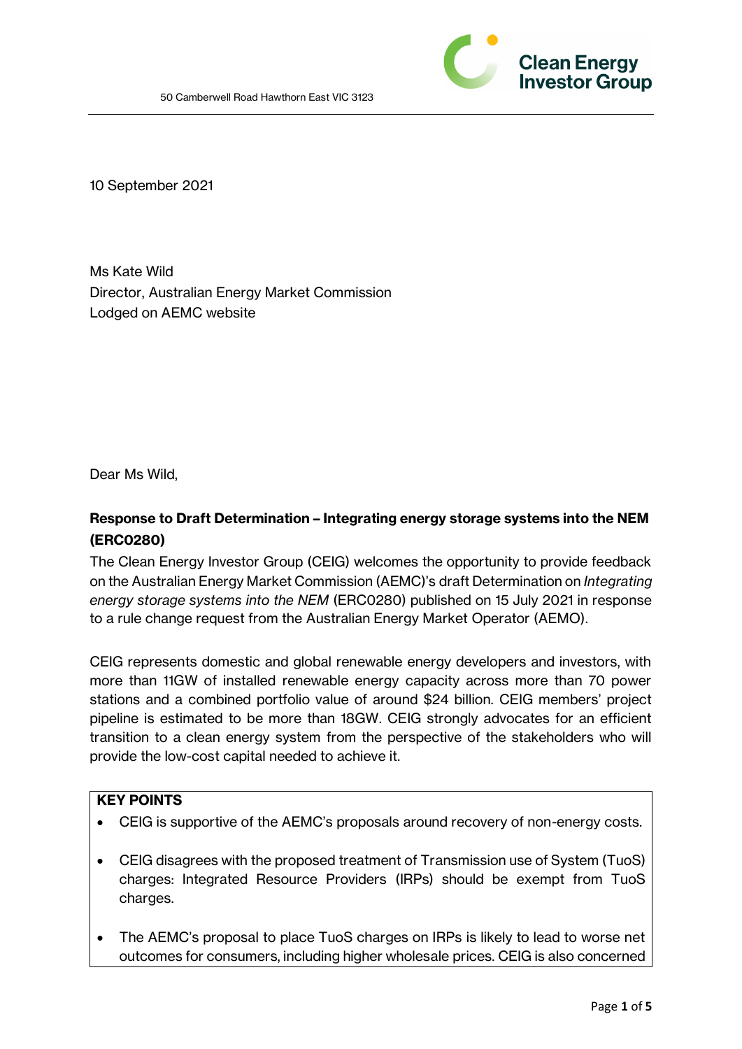50 Camberwell Road Hawthorn East VIC 3123

Clean Energy Investor Group

10 September 2021

Ms Kate Wild
Director, Australian Energy Market Commission
Lodged on AEMC website

Dear Ms Wild,

**Response to Draft Determination – Integrating energy storage systems into the NEM (ERC0280)**

The Clean Energy Investor Group (CEIG) welcomes the opportunity to provide feedback on the Australian Energy Market Commission (AEMC)'s draft Determination on *Integrating energy storage systems into the NEM* (ERC0280) published on 15 July 2021 in response to a rule change request from the Australian Energy Market Operator (AEMO).

CEIG represents domestic and global renewable energy developers and investors, with more than 11GW of installed renewable energy capacity across more than 70 power stations and a combined portfolio value of around $24 billion. CEIG members' project pipeline is estimated to be more than 18GW. CEIG strongly advocates for an efficient transition to a clean energy system from the perspective of the stakeholders who will provide the low-cost capital needed to achieve it.

**KEY POINTS**

- CEIG is supportive of the AEMC's proposals around recovery of non-energy costs.
- CEIG disagrees with the proposed treatment of Transmission use of System (TuoS) charges: Integrated Resource Providers (IRPs) should be exempt from TuoS charges.
- The AEMC's proposal to place TuoS charges on IRPs is likely to lead to worse net outcomes for consumers, including higher wholesale prices. CEIG is also concerned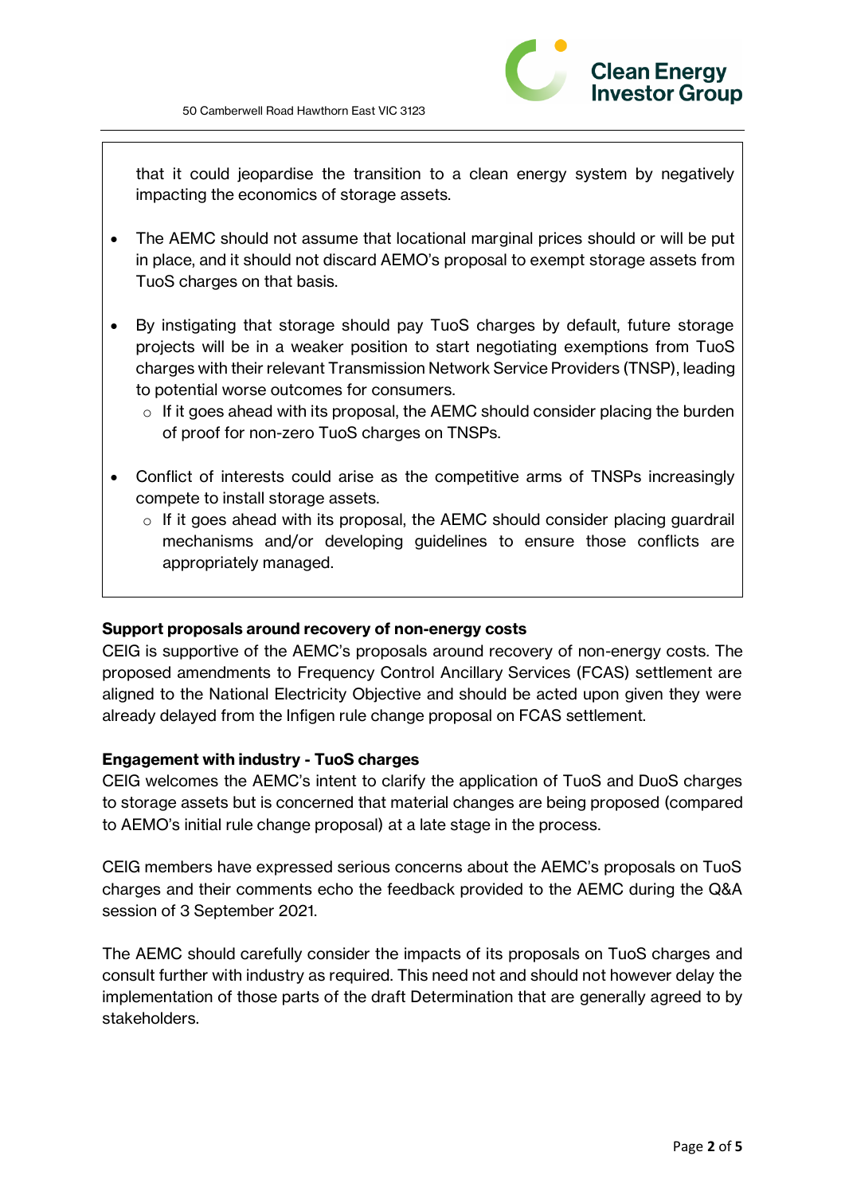that it could jeopardise the transition to a clean energy system by negatively impacting the economics of storage assets.

- The AEMC should not assume that locational marginal prices should or will be put in place, and it should not discard AEMO's proposal to exempt storage assets from TuoS charges on that basis.

- By instigating that storage should pay TuoS charges by default, future storage projects will be in a weaker position to start negotiating exemptions from TuoS charges with their relevant Transmission Network Service Providers (TNSP), leading to potential worse outcomes for consumers.
  - If it goes ahead with its proposal, the AEMC should consider placing the burden of proof for non-zero TuoS charges on TNSPs.

- Conflict of interests could arise as the competitive arms of TNSPs increasingly compete to install storage assets.
  - If it goes ahead with its proposal, the AEMC should consider placing guardrail mechanisms and/or developing guidelines to ensure those conflicts are appropriately managed.

**Support proposals around recovery of non-energy costs**

CEIG is supportive of the AEMC's proposals around recovery of non-energy costs. The proposed amendments to Frequency Control Ancillary Services (FCAS) settlement are aligned to the National Electricity Objective and should be acted upon given they were already delayed from the Infigen rule change proposal on FCAS settlement.

**Engagement with industry - TuoS charges**

CEIG welcomes the AEMC's intent to clarify the application of TuoS and DuoS charges to storage assets but is concerned that material changes are being proposed (compared to AEMO's initial rule change proposal) at a late stage in the process.

CEIG members have expressed serious concerns about the AEMC's proposals on TuoS charges and their comments echo the feedback provided to the AEMC during the Q&A session of 3 September 2021.

The AEMC should carefully consider the impacts of its proposals on TuoS charges and consult further with industry as required. This need not and should not however delay the implementation of those parts of the draft Determination that are generally agreed to by stakeholders.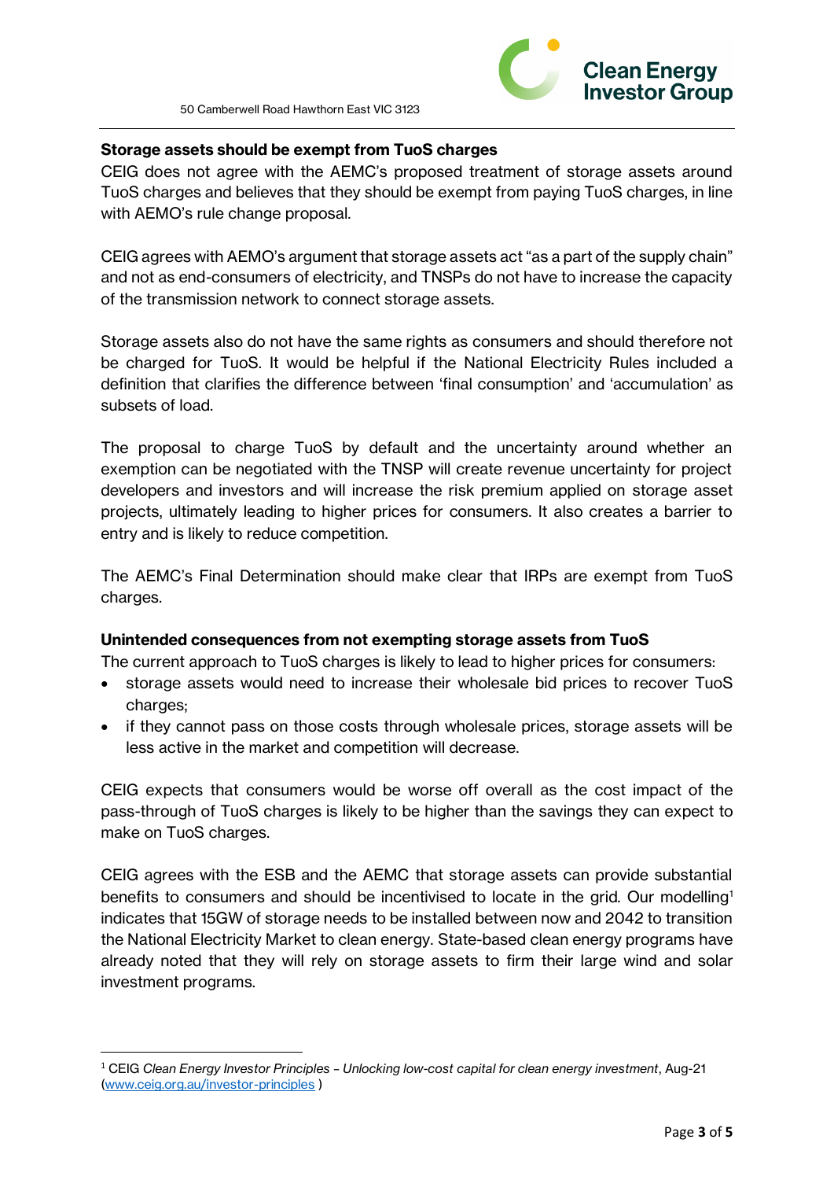**Storage assets should be exempt from TuoS charges**

CEIG does not agree with the AEMC's proposed treatment of storage assets around TuoS charges and believes that they should be exempt from paying TuoS charges, in line with AEMO's rule change proposal.

CEIG agrees with AEMO's argument that storage assets act "as a part of the supply chain" and not as end-consumers of electricity, and TNSPs do not have to increase the capacity of the transmission network to connect storage assets.

Storage assets also do not have the same rights as consumers and should therefore not be charged for TuoS. It would be helpful if the National Electricity Rules included a definition that clarifies the difference between 'final consumption' and 'accumulation' as subsets of load.

The proposal to charge TuoS by default and the uncertainty around whether an exemption can be negotiated with the TNSP will create revenue uncertainty for project developers and investors and will increase the risk premium applied on storage asset projects, ultimately leading to higher prices for consumers. It also creates a barrier to entry and is likely to reduce competition.

The AEMC's Final Determination should make clear that IRPs are exempt from TuoS charges.

**Unintended consequences from not exempting storage assets from TuoS**

The current approach to TuoS charges is likely to lead to higher prices for consumers:

- storage assets would need to increase their wholesale bid prices to recover TuoS charges;
- if they cannot pass on those costs through wholesale prices, storage assets will be less active in the market and competition will decrease.

CEIG expects that consumers would be worse off overall as the cost impact of the pass-through of TuoS charges is likely to be higher than the savings they can expect to make on TuoS charges.

CEIG agrees with the ESB and the AEMC that storage assets can provide substantial benefits to consumers and should be incentivised to locate in the grid. Our modelling[1] indicates that 15GW of storage needs to be installed between now and 2042 to transition the National Electricity Market to clean energy. State-based clean energy programs have already noted that they will rely on storage assets to firm their large wind and solar investment programs.

---

[1] CEIG *Clean Energy Investor Principles – Unlocking low-cost capital for clean energy investment*, Aug-21 (www.ceig.org.au/investor-principles )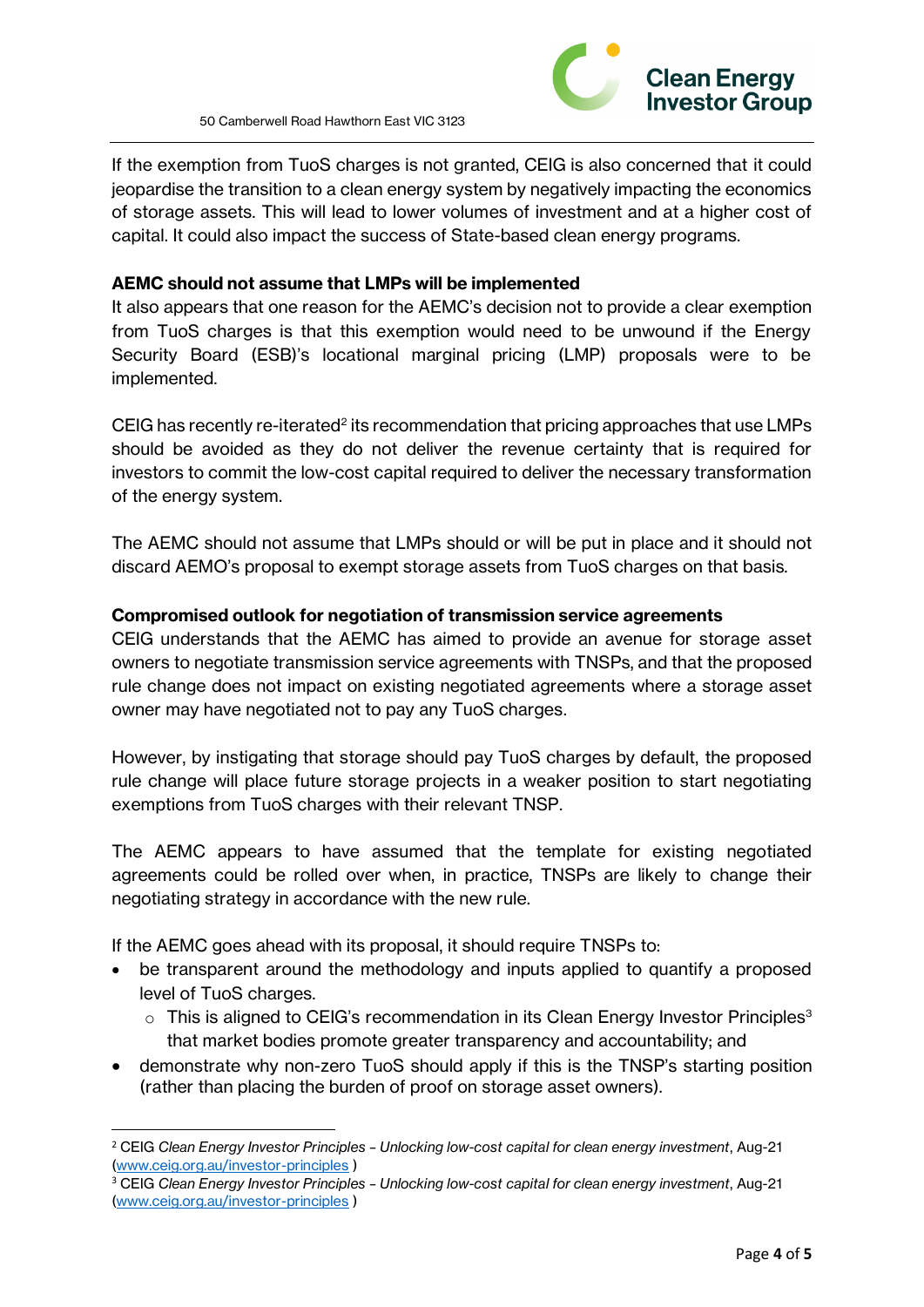If the exemption from TuoS charges is not granted, CEIG is also concerned that it could jeopardise the transition to a clean energy system by negatively impacting the economics of storage assets. This will lead to lower volumes of investment and at a higher cost of capital. It could also impact the success of State-based clean energy programs.

**AEMC should not assume that LMPs will be implemented**

It also appears that one reason for the AEMC's decision not to provide a clear exemption from TuoS charges is that this exemption would need to be unwound if the Energy Security Board (ESB)'s locational marginal pricing (LMP) proposals were to be implemented.

CEIG has recently re-iterated[2] its recommendation that pricing approaches that use LMPs should be avoided as they do not deliver the revenue certainty that is required for investors to commit the low-cost capital required to deliver the necessary transformation of the energy system.

The AEMC should not assume that LMPs should or will be put in place and it should not discard AEMO's proposal to exempt storage assets from TuoS charges on that basis.

**Compromised outlook for negotiation of transmission service agreements**

CEIG understands that the AEMC has aimed to provide an avenue for storage asset owners to negotiate transmission service agreements with TNSPs, and that the proposed rule change does not impact on existing negotiated agreements where a storage asset owner may have negotiated not to pay any TuoS charges.

However, by instigating that storage should pay TuoS charges by default, the proposed rule change will place future storage projects in a weaker position to start negotiating exemptions from TuoS charges with their relevant TNSP.

The AEMC appears to have assumed that the template for existing negotiated agreements could be rolled over when, in practice, TNSPs are likely to change their negotiating strategy in accordance with the new rule.

If the AEMC goes ahead with its proposal, it should require TNSPs to:

- be transparent around the methodology and inputs applied to quantify a proposed level of TuoS charges.
  - This is aligned to CEIG's recommendation in its Clean Energy Investor Principles[3] that market bodies promote greater transparency and accountability; and
- demonstrate why non-zero TuoS should apply if this is the TNSP's starting position (rather than placing the burden of proof on storage asset owners).

---

[2] CEIG *Clean Energy Investor Principles – Unlocking low-cost capital for clean energy investment*, Aug-21 (www.ceig.org.au/investor-principles )

[3] CEIG *Clean Energy Investor Principles – Unlocking low-cost capital for clean energy investment*, Aug-21 (www.ceig.org.au/investor-principles )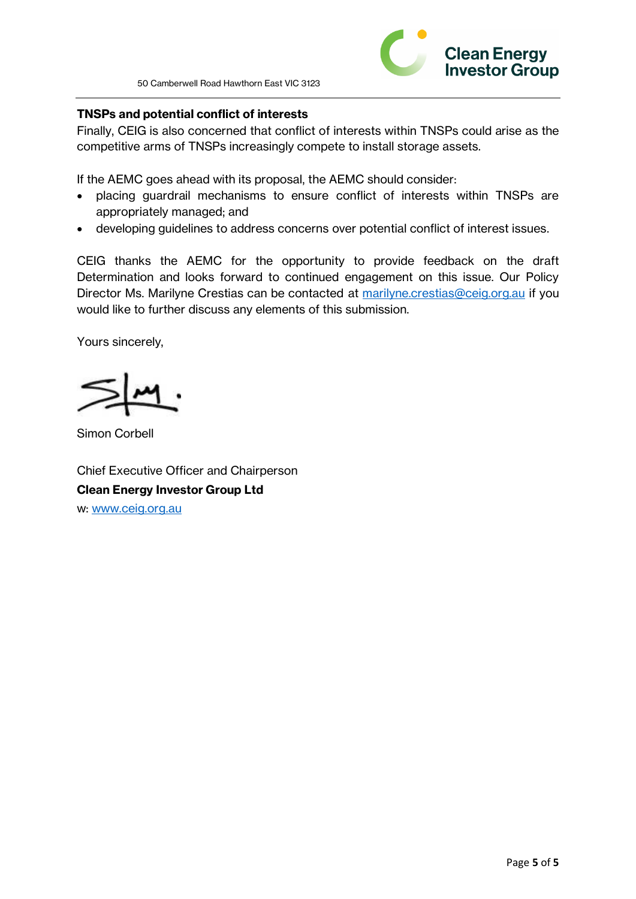**TNSPs and potential conflict of interests**

Finally, CEIG is also concerned that conflict of interests within TNSPs could arise as the competitive arms of TNSPs increasingly compete to install storage assets.

If the AEMC goes ahead with its proposal, the AEMC should consider:

- placing guardrail mechanisms to ensure conflict of interests within TNSPs are appropriately managed; and
- developing guidelines to address concerns over potential conflict of interest issues.

CEIG thanks the AEMC for the opportunity to provide feedback on the draft Determination and looks forward to continued engagement on this issue. Our Policy Director Ms. Marilyne Crestias can be contacted at marilyne.crestias@ceig.org.au if you would like to further discuss any elements of this submission.

Yours sincerely,

Simon Corbell

Chief Executive Officer and Chairperson
**Clean Energy Investor Group Ltd**
w: www.ceig.org.au